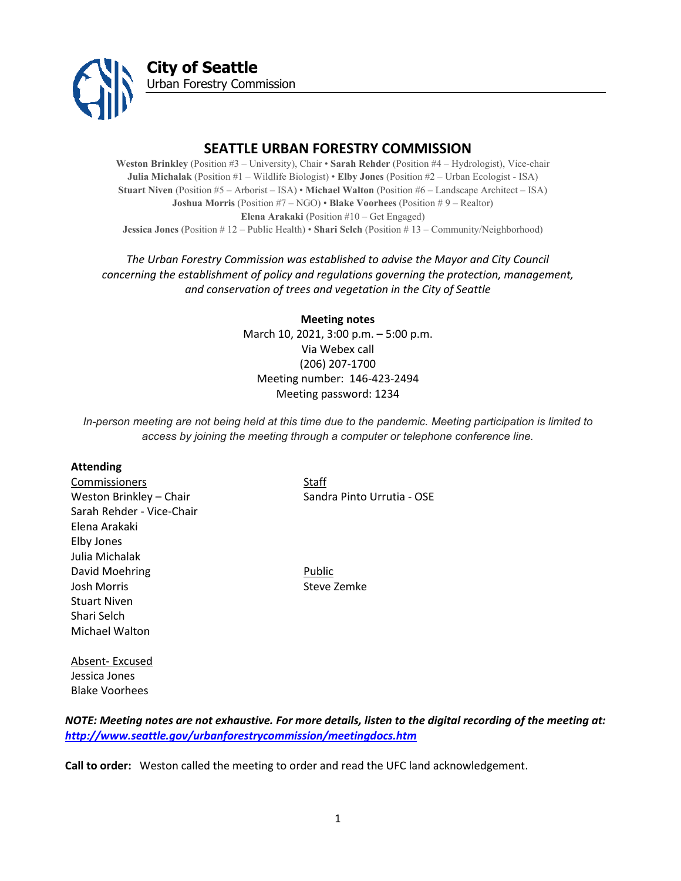**City of Seattle**
Urban Forestry Commission

# SEATTLE URBAN FORESTRY COMMISSION

**Weston Brinkley** (Position #3 – University), Chair • **Sarah Rehder** (Position #4 – Hydrologist), Vice-chair
**Julia Michalak** (Position #1 – Wildlife Biologist) • **Elby Jones** (Position #2 – Urban Ecologist - ISA)
**Stuart Niven** (Position #5 – Arborist – ISA) • **Michael Walton** (Position #6 – Landscape Architect – ISA)
**Joshua Morris** (Position #7 – NGO) • **Blake Voorhees** (Position # 9 – Realtor)
**Elena Arakaki** (Position #10 – Get Engaged)
**Jessica Jones** (Position # 12 – Public Health) • **Shari Selch** (Position # 13 – Community/Neighborhood)

*The Urban Forestry Commission was established to advise the Mayor and City Council concerning the establishment of policy and regulations governing the protection, management, and conservation of trees and vegetation in the City of Seattle*

**Meeting notes**
March 10, 2021, 3:00 p.m. – 5:00 p.m.
Via Webex call
(206) 207-1700
Meeting number: 146-423-2494
Meeting password: 1234

*In-person meeting are not being held at this time due to the pandemic. Meeting participation is limited to access by joining the meeting through a computer or telephone conference line.*

**Attending**

Commissioners
Weston Brinkley – Chair
Sarah Rehder - Vice-Chair
Elena Arakaki
Elby Jones
Julia Michalak
David Moehring
Josh Morris
Stuart Niven
Shari Selch
Michael Walton

Staff
Sandra Pinto Urrutia - OSE

Public
Steve Zemke

Absent- Excused
Jessica Jones
Blake Voorhees

***NOTE: Meeting notes are not exhaustive. For more details, listen to the digital recording of the meeting at: http://www.seattle.gov/urbanforestrycommission/meetingdocs.htm***

**Call to order:** Weston called the meeting to order and read the UFC land acknowledgement.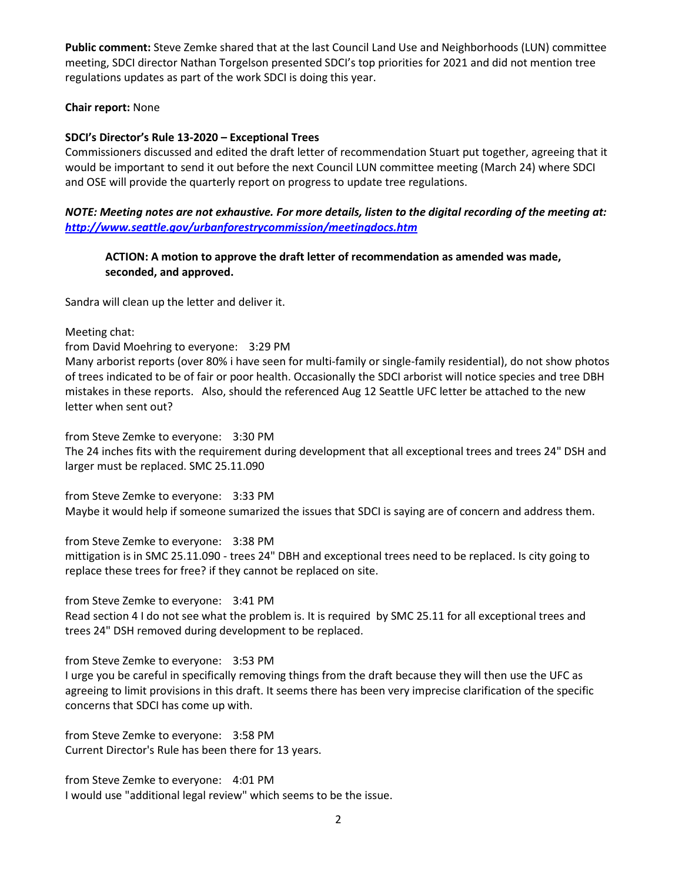**Public comment:** Steve Zemke shared that at the last Council Land Use and Neighborhoods (LUN) committee meeting, SDCI director Nathan Torgelson presented SDCI's top priorities for 2021 and did not mention tree regulations updates as part of the work SDCI is doing this year.

**Chair report:** None

**SDCI's Director's Rule 13-2020 – Exceptional Trees**

Commissioners discussed and edited the draft letter of recommendation Stuart put together, agreeing that it would be important to send it out before the next Council LUN committee meeting (March 24) where SDCI and OSE will provide the quarterly report on progress to update tree regulations.

***NOTE: Meeting notes are not exhaustive. For more details, listen to the digital recording of the meeting at: [http://www.seattle.gov/urbanforestrycommission/meetingdocs.htm](http://www.seattle.gov/urbanforestrycommission/meetingdocs.htm)***

> **ACTION: A motion to approve the draft letter of recommendation as amended was made, seconded, and approved.**

Sandra will clean up the letter and deliver it.

Meeting chat:

from David Moehring to everyone: 3:29 PM
Many arborist reports (over 80% i have seen for multi-family or single-family residential), do not show photos of trees indicated to be of fair or poor health. Occasionally the SDCI arborist will notice species and tree DBH mistakes in these reports. Also, should the referenced Aug 12 Seattle UFC letter be attached to the new letter when sent out?

from Steve Zemke to everyone: 3:30 PM
The 24 inches fits with the requirement during development that all exceptional trees and trees 24" DSH and larger must be replaced. SMC 25.11.090

from Steve Zemke to everyone: 3:33 PM
Maybe it would help if someone sumarized the issues that SDCI is saying are of concern and address them.

from Steve Zemke to everyone: 3:38 PM
mittigation is in SMC 25.11.090 - trees 24" DBH and exceptional trees need to be replaced. Is city going to replace these trees for free? if they cannot be replaced on site.

from Steve Zemke to everyone: 3:41 PM
Read section 4 I do not see what the problem is. It is required by SMC 25.11 for all exceptional trees and trees 24" DSH removed during development to be replaced.

from Steve Zemke to everyone: 3:53 PM
I urge you be careful in specifically removing things from the draft because they will then use the UFC as agreeing to limit provisions in this draft. It seems there has been very imprecise clarification of the specific concerns that SDCI has come up with.

from Steve Zemke to everyone: 3:58 PM
Current Director's Rule has been there for 13 years.

from Steve Zemke to everyone: 4:01 PM
I would use "additional legal review" which seems to be the issue.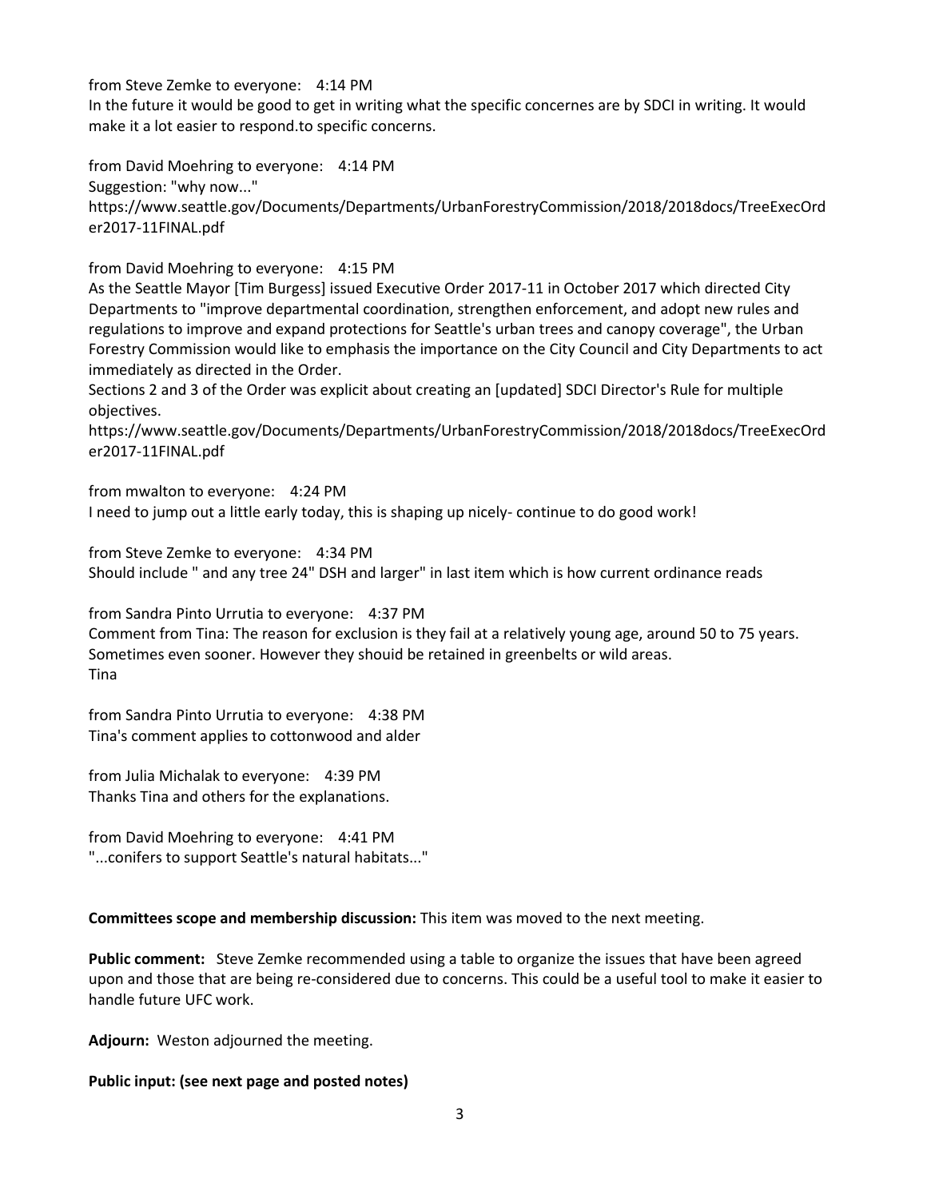from Steve Zemke to everyone: 4:14 PM
In the future it would be good to get in writing what the specific concernes are by SDCI in writing. It would make it a lot easier to respond.to specific concerns.

from David Moehring to everyone: 4:14 PM
Suggestion: "why now..."
https://www.seattle.gov/Documents/Departments/UrbanForestryCommission/2018/2018docs/TreeExecOrder2017-11FINAL.pdf

from David Moehring to everyone: 4:15 PM
As the Seattle Mayor [Tim Burgess] issued Executive Order 2017-11 in October 2017 which directed City Departments to "improve departmental coordination, strengthen enforcement, and adopt new rules and regulations to improve and expand protections for Seattle's urban trees and canopy coverage", the Urban Forestry Commission would like to emphasis the importance on the City Council and City Departments to act immediately as directed in the Order.
Sections 2 and 3 of the Order was explicit about creating an [updated] SDCI Director's Rule for multiple objectives.
https://www.seattle.gov/Documents/Departments/UrbanForestryCommission/2018/2018docs/TreeExecOrder2017-11FINAL.pdf

from mwalton to everyone: 4:24 PM
I need to jump out a little early today, this is shaping up nicely- continue to do good work!

from Steve Zemke to everyone: 4:34 PM
Should include " and any tree 24" DSH and larger" in last item which is how current ordinance reads

from Sandra Pinto Urrutia to everyone: 4:37 PM
Comment from Tina: The reason for exclusion is they fail at a relatively young age, around 50 to 75 years. Sometimes even sooner. However they shouid be retained in greenbelts or wild areas.
Tina

from Sandra Pinto Urrutia to everyone: 4:38 PM
Tina's comment applies to cottonwood and alder

from Julia Michalak to everyone: 4:39 PM
Thanks Tina and others for the explanations.

from David Moehring to everyone: 4:41 PM
"...conifers to support Seattle's natural habitats..."

**Committees scope and membership discussion:** This item was moved to the next meeting.

**Public comment:** Steve Zemke recommended using a table to organize the issues that have been agreed upon and those that are being re-considered due to concerns. This could be a useful tool to make it easier to handle future UFC work.

**Adjourn:** Weston adjourned the meeting.

**Public input: (see next page and posted notes)**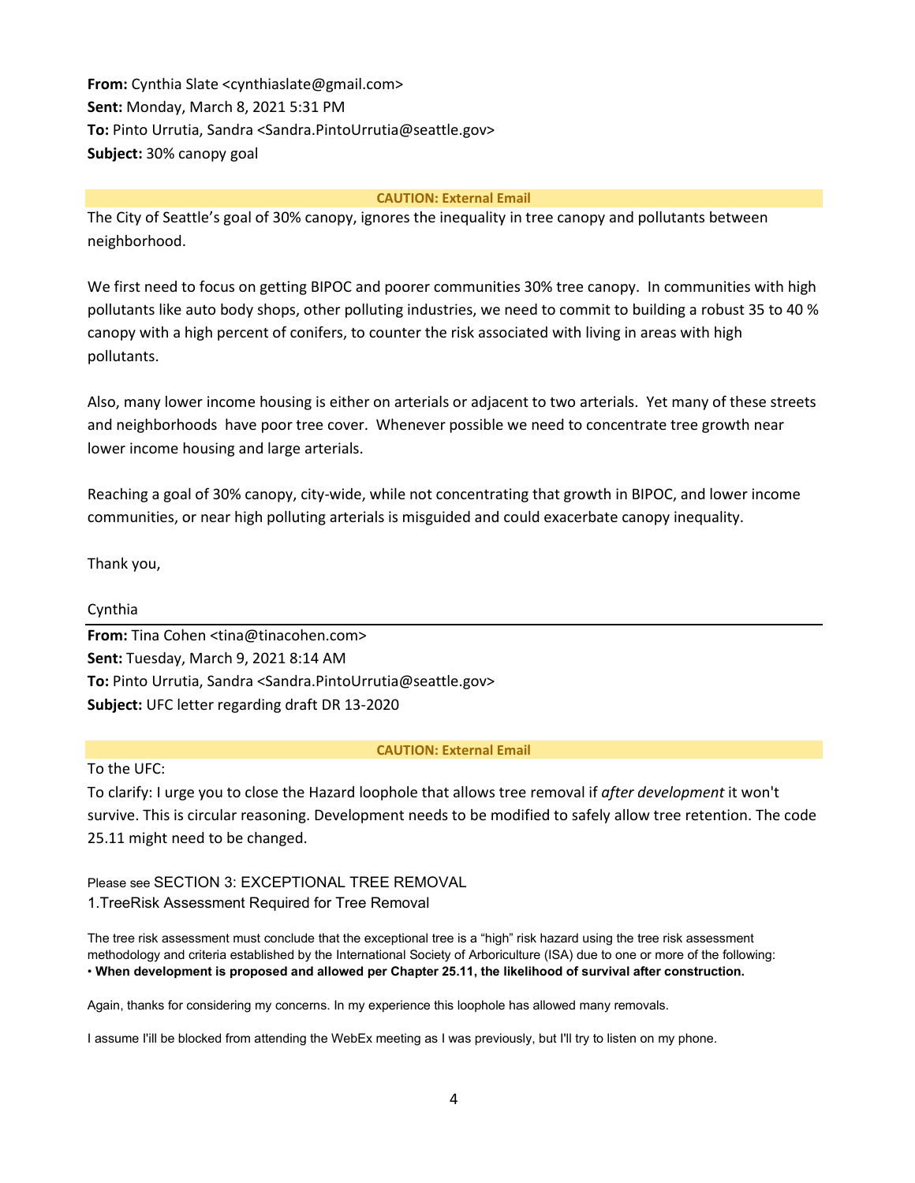**From:** Cynthia Slate <cynthiaslate@gmail.com>
**Sent:** Monday, March 8, 2021 5:31 PM
**To:** Pinto Urrutia, Sandra <Sandra.PintoUrrutia@seattle.gov>
**Subject:** 30% canopy goal

**CAUTION: External Email**

The City of Seattle's goal of 30% canopy, ignores the inequality in tree canopy and pollutants between neighborhood.

We first need to focus on getting BIPOC and poorer communities 30% tree canopy. In communities with high pollutants like auto body shops, other polluting industries, we need to commit to building a robust 35 to 40 % canopy with a high percent of conifers, to counter the risk associated with living in areas with high pollutants.

Also, many lower income housing is either on arterials or adjacent to two arterials. Yet many of these streets and neighborhoods have poor tree cover. Whenever possible we need to concentrate tree growth near lower income housing and large arterials.

Reaching a goal of 30% canopy, city-wide, while not concentrating that growth in BIPOC, and lower income communities, or near high polluting arterials is misguided and could exacerbate canopy inequality.

Thank you,

Cynthia

---

**From:** Tina Cohen <tina@tinacohen.com>
**Sent:** Tuesday, March 9, 2021 8:14 AM
**To:** Pinto Urrutia, Sandra <Sandra.PintoUrrutia@seattle.gov>
**Subject:** UFC letter regarding draft DR 13-2020

**CAUTION: External Email**

To the UFC:
To clarify: I urge you to close the Hazard loophole that allows tree removal if *after development* it won't survive. This is circular reasoning. Development needs to be modified to safely allow tree retention. The code 25.11 might need to be changed.

Please see SECTION 3: EXCEPTIONAL TREE REMOVAL
1.TreeRisk Assessment Required for Tree Removal

The tree risk assessment must conclude that the exceptional tree is a "high" risk hazard using the tree risk assessment methodology and criteria established by the International Society of Arboriculture (ISA) due to one or more of the following:
• **When development is proposed and allowed per Chapter 25.11, the likelihood of survival after construction.**

Again, thanks for considering my concerns. In my experience this loophole has allowed many removals.

I assume I'll be blocked from attending the WebEx meeting as I was previously, but I'll try to listen on my phone.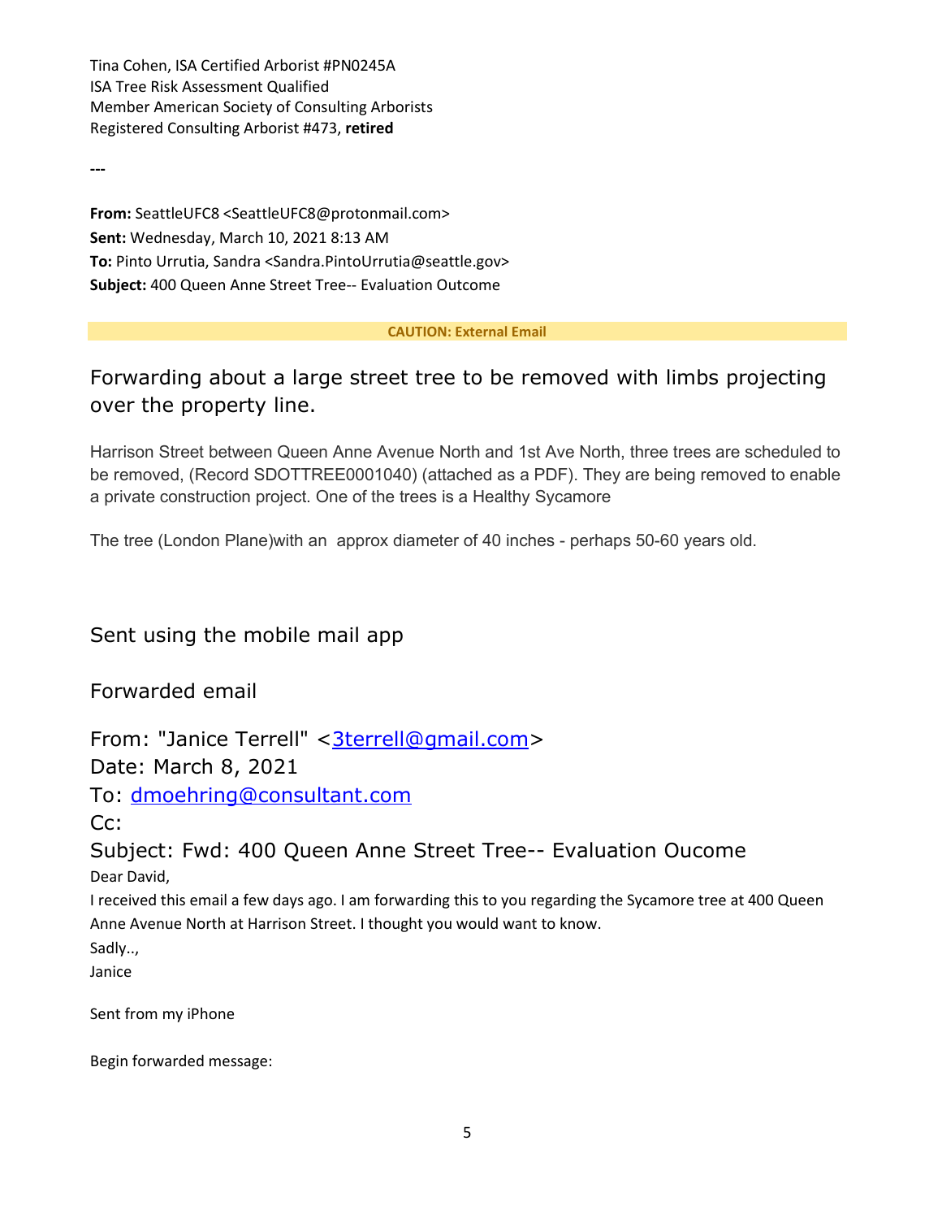Tina Cohen, ISA Certified Arborist #PN0245A
ISA Tree Risk Assessment Qualified
Member American Society of Consulting Arborists
Registered Consulting Arborist #473, **retired**

---

**From:** SeattleUFC8 <SeattleUFC8@protonmail.com>
**Sent:** Wednesday, March 10, 2021 8:13 AM
**To:** Pinto Urrutia, Sandra <Sandra.PintoUrrutia@seattle.gov>
**Subject:** 400 Queen Anne Street Tree-- Evaluation Outcome

**CAUTION: External Email**

Forwarding about a large street tree to be removed with limbs projecting over the property line.

Harrison Street between Queen Anne Avenue North and 1st Ave North, three trees are scheduled to be removed, (Record SDOTTREE0001040) (attached as a PDF). They are being removed to enable a private construction project. One of the trees is a Healthy Sycamore

The tree (London Plane)with an approx diameter of 40 inches - perhaps 50-60 years old.

Sent using the mobile mail app

Forwarded email

From: "Janice Terrell" <3terrell@gmail.com>
Date: March 8, 2021
To: dmoehring@consultant.com
Cc:
Subject: Fwd: 400 Queen Anne Street Tree-- Evaluation Oucome

Dear David,

I received this email a few days ago. I am forwarding this to you regarding the Sycamore tree at 400 Queen Anne Avenue North at Harrison Street. I thought you would want to know.

Sadly..,
Janice

Sent from my iPhone

Begin forwarded message: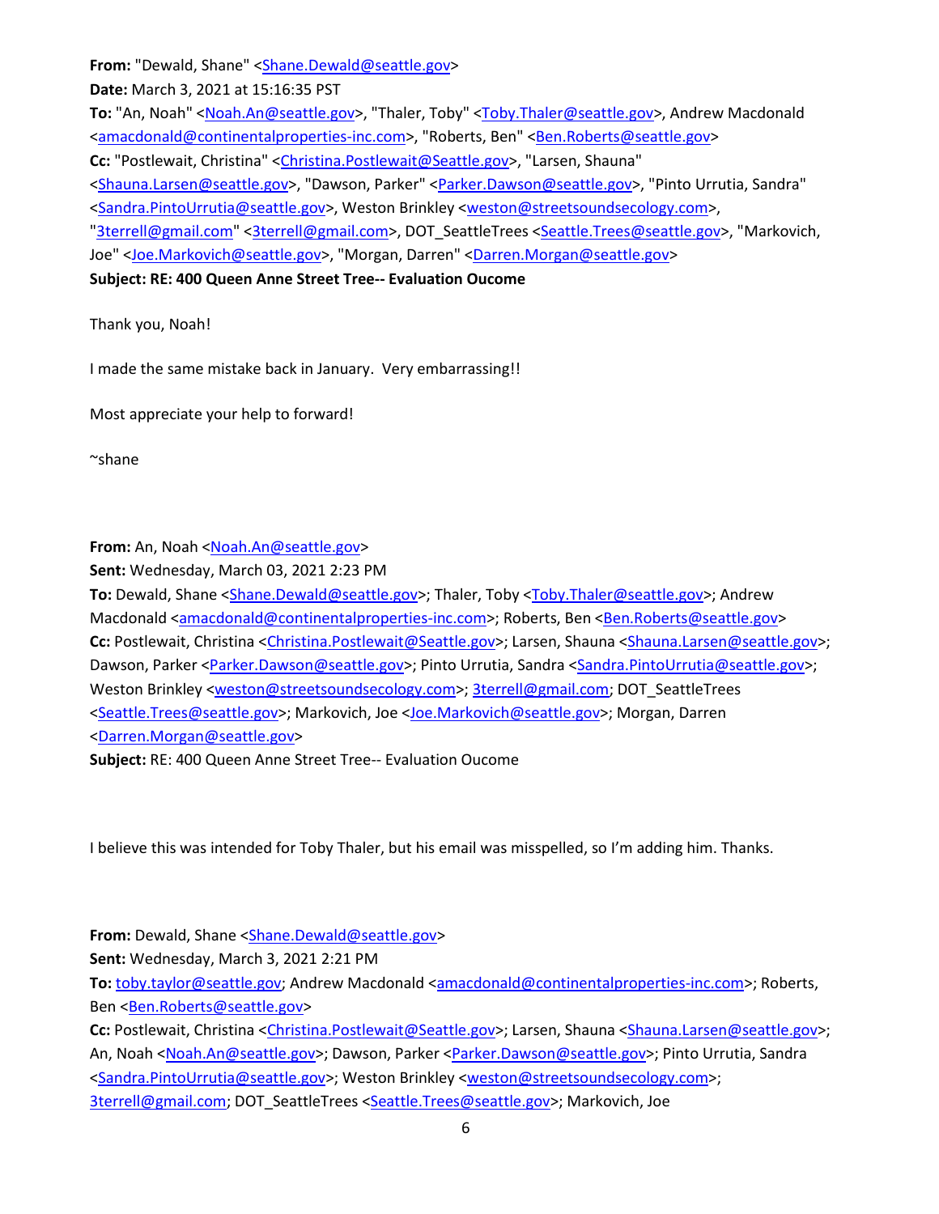**From:** "Dewald, Shane" <Shane.Dewald@seattle.gov>
**Date:** March 3, 2021 at 15:16:35 PST
**To:** "An, Noah" <Noah.An@seattle.gov>, "Thaler, Toby" <Toby.Thaler@seattle.gov>, Andrew Macdonald <amacdonald@continentalproperties-inc.com>, "Roberts, Ben" <Ben.Roberts@seattle.gov>
**Cc:** "Postlewait, Christina" <Christina.Postlewait@Seattle.gov>, "Larsen, Shauna" <Shauna.Larsen@seattle.gov>, "Dawson, Parker" <Parker.Dawson@seattle.gov>, "Pinto Urrutia, Sandra" <Sandra.PintoUrrutia@seattle.gov>, Weston Brinkley <weston@streetsoundsecology.com>, "3terrell@gmail.com" <3terrell@gmail.com>, DOT_SeattleTrees <Seattle.Trees@seattle.gov>, "Markovich, Joe" <Joe.Markovich@seattle.gov>, "Morgan, Darren" <Darren.Morgan@seattle.gov>
**Subject: RE: 400 Queen Anne Street Tree-- Evaluation Oucome**

Thank you, Noah!

I made the same mistake back in January. Very embarrassing!!

Most appreciate your help to forward!

~shane

**From:** An, Noah <Noah.An@seattle.gov>
**Sent:** Wednesday, March 03, 2021 2:23 PM
**To:** Dewald, Shane <Shane.Dewald@seattle.gov>; Thaler, Toby <Toby.Thaler@seattle.gov>; Andrew Macdonald <amacdonald@continentalproperties-inc.com>; Roberts, Ben <Ben.Roberts@seattle.gov>
**Cc:** Postlewait, Christina <Christina.Postlewait@Seattle.gov>; Larsen, Shauna <Shauna.Larsen@seattle.gov>; Dawson, Parker <Parker.Dawson@seattle.gov>; Pinto Urrutia, Sandra <Sandra.PintoUrrutia@seattle.gov>; Weston Brinkley <weston@streetsoundsecology.com>; 3terrell@gmail.com; DOT_SeattleTrees <Seattle.Trees@seattle.gov>; Markovich, Joe <Joe.Markovich@seattle.gov>; Morgan, Darren <Darren.Morgan@seattle.gov>
**Subject:** RE: 400 Queen Anne Street Tree-- Evaluation Oucome

I believe this was intended for Toby Thaler, but his email was misspelled, so I'm adding him. Thanks.

**From:** Dewald, Shane <Shane.Dewald@seattle.gov>
**Sent:** Wednesday, March 3, 2021 2:21 PM
**To:** toby.taylor@seattle.gov; Andrew Macdonald <amacdonald@continentalproperties-inc.com>; Roberts, Ben <Ben.Roberts@seattle.gov>
**Cc:** Postlewait, Christina <Christina.Postlewait@Seattle.gov>; Larsen, Shauna <Shauna.Larsen@seattle.gov>; An, Noah <Noah.An@seattle.gov>; Dawson, Parker <Parker.Dawson@seattle.gov>; Pinto Urrutia, Sandra <Sandra.PintoUrrutia@seattle.gov>; Weston Brinkley <weston@streetsoundsecology.com>; 3terrell@gmail.com; DOT_SeattleTrees <Seattle.Trees@seattle.gov>; Markovich, Joe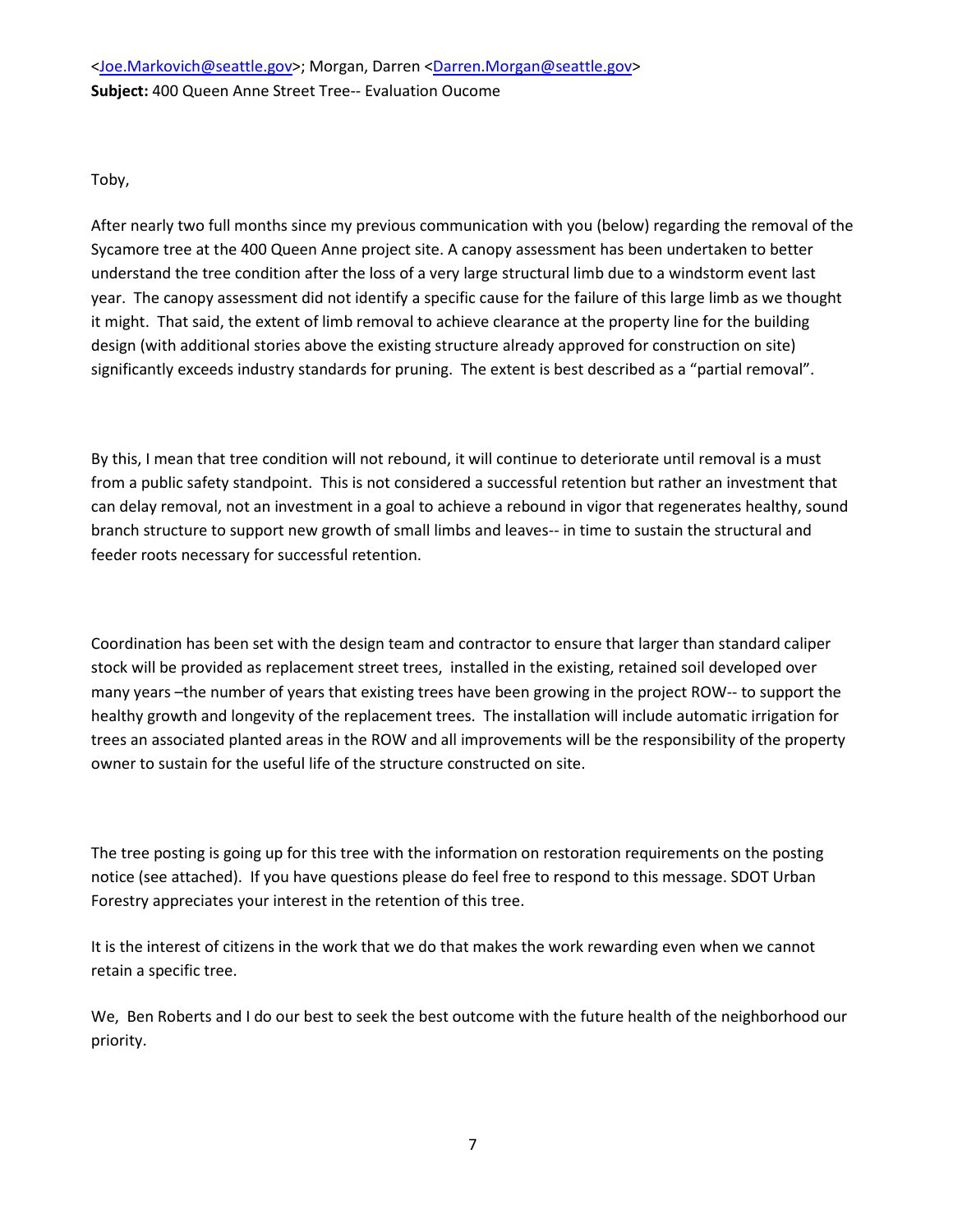<Joe.Markovich@seattle.gov>; Morgan, Darren <Darren.Morgan@seattle.gov>
**Subject:** 400 Queen Anne Street Tree-- Evaluation Oucome

Toby,

After nearly two full months since my previous communication with you (below) regarding the removal of the Sycamore tree at the 400 Queen Anne project site. A canopy assessment has been undertaken to better understand the tree condition after the loss of a very large structural limb due to a windstorm event last year. The canopy assessment did not identify a specific cause for the failure of this large limb as we thought it might. That said, the extent of limb removal to achieve clearance at the property line for the building design (with additional stories above the existing structure already approved for construction on site) significantly exceeds industry standards for pruning. The extent is best described as a "partial removal".

By this, I mean that tree condition will not rebound, it will continue to deteriorate until removal is a must from a public safety standpoint. This is not considered a successful retention but rather an investment that can delay removal, not an investment in a goal to achieve a rebound in vigor that regenerates healthy, sound branch structure to support new growth of small limbs and leaves-- in time to sustain the structural and feeder roots necessary for successful retention.

Coordination has been set with the design team and contractor to ensure that larger than standard caliper stock will be provided as replacement street trees, installed in the existing, retained soil developed over many years –the number of years that existing trees have been growing in the project ROW-- to support the healthy growth and longevity of the replacement trees. The installation will include automatic irrigation for trees an associated planted areas in the ROW and all improvements will be the responsibility of the property owner to sustain for the useful life of the structure constructed on site.

The tree posting is going up for this tree with the information on restoration requirements on the posting notice (see attached). If you have questions please do feel free to respond to this message. SDOT Urban Forestry appreciates your interest in the retention of this tree.

It is the interest of citizens in the work that we do that makes the work rewarding even when we cannot retain a specific tree.

We, Ben Roberts and I do our best to seek the best outcome with the future health of the neighborhood our priority.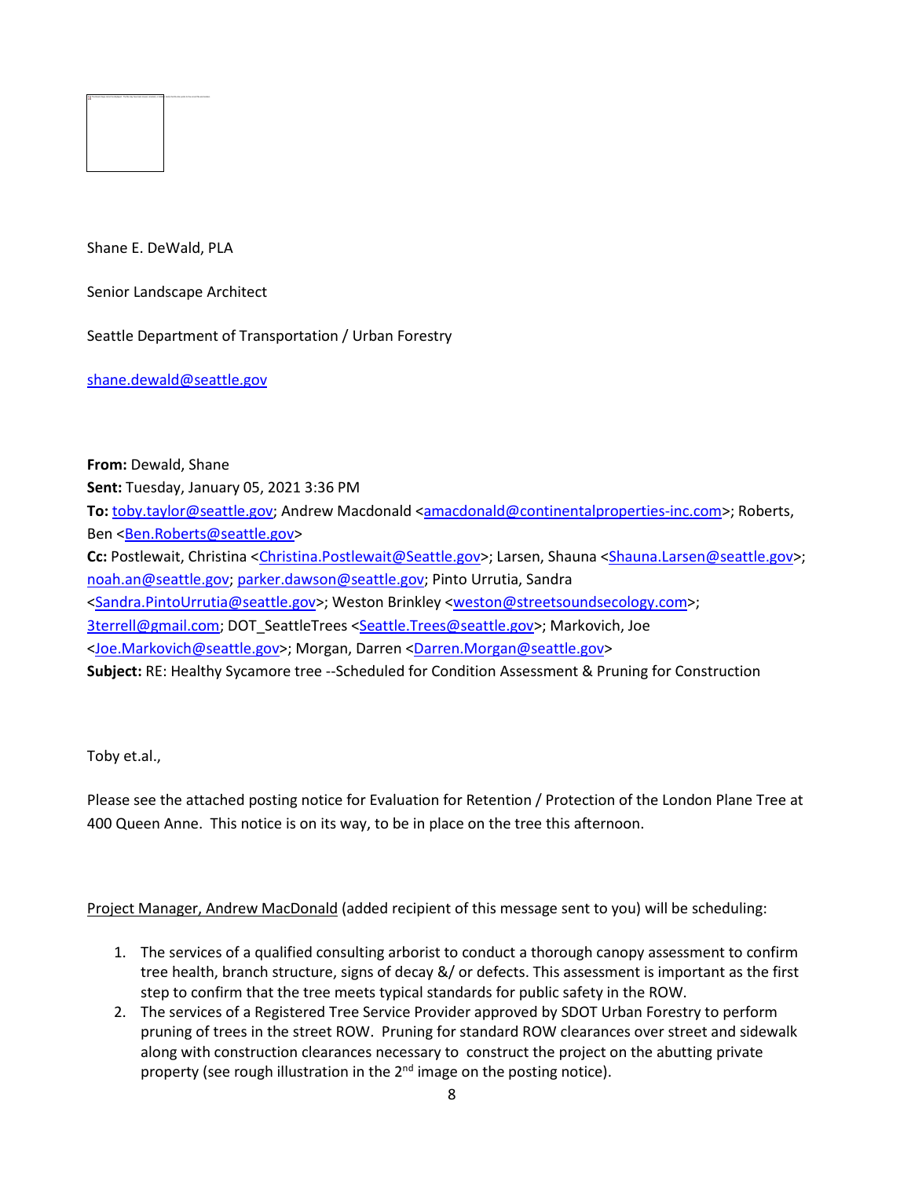Shane E. DeWald, PLA

Senior Landscape Architect

Seattle Department of Transportation / Urban Forestry

shane.dewald@seattle.gov

**From:** Dewald, Shane
**Sent:** Tuesday, January 05, 2021 3:36 PM
**To:** toby.taylor@seattle.gov; Andrew Macdonald <amacdonald@continentalproperties-inc.com>; Roberts, Ben <Ben.Roberts@seattle.gov>
**Cc:** Postlewait, Christina <Christina.Postlewait@Seattle.gov>; Larsen, Shauna <Shauna.Larsen@seattle.gov>; noah.an@seattle.gov; parker.dawson@seattle.gov; Pinto Urrutia, Sandra <Sandra.PintoUrrutia@seattle.gov>; Weston Brinkley <weston@streetsoundsecology.com>; 3terrell@gmail.com; DOT_SeattleTrees <Seattle.Trees@seattle.gov>; Markovich, Joe <Joe.Markovich@seattle.gov>; Morgan, Darren <Darren.Morgan@seattle.gov>
**Subject:** RE: Healthy Sycamore tree --Scheduled for Condition Assessment & Pruning for Construction

Toby et.al.,

Please see the attached posting notice for Evaluation for Retention / Protection of the London Plane Tree at 400 Queen Anne. This notice is on its way, to be in place on the tree this afternoon.

Project Manager, Andrew MacDonald (added recipient of this message sent to you) will be scheduling:

1. The services of a qualified consulting arborist to conduct a thorough canopy assessment to confirm tree health, branch structure, signs of decay &/ or defects. This assessment is important as the first step to confirm that the tree meets typical standards for public safety in the ROW.
2. The services of a Registered Tree Service Provider approved by SDOT Urban Forestry to perform pruning of trees in the street ROW. Pruning for standard ROW clearances over street and sidewalk along with construction clearances necessary to construct the project on the abutting private property (see rough illustration in the 2nd image on the posting notice).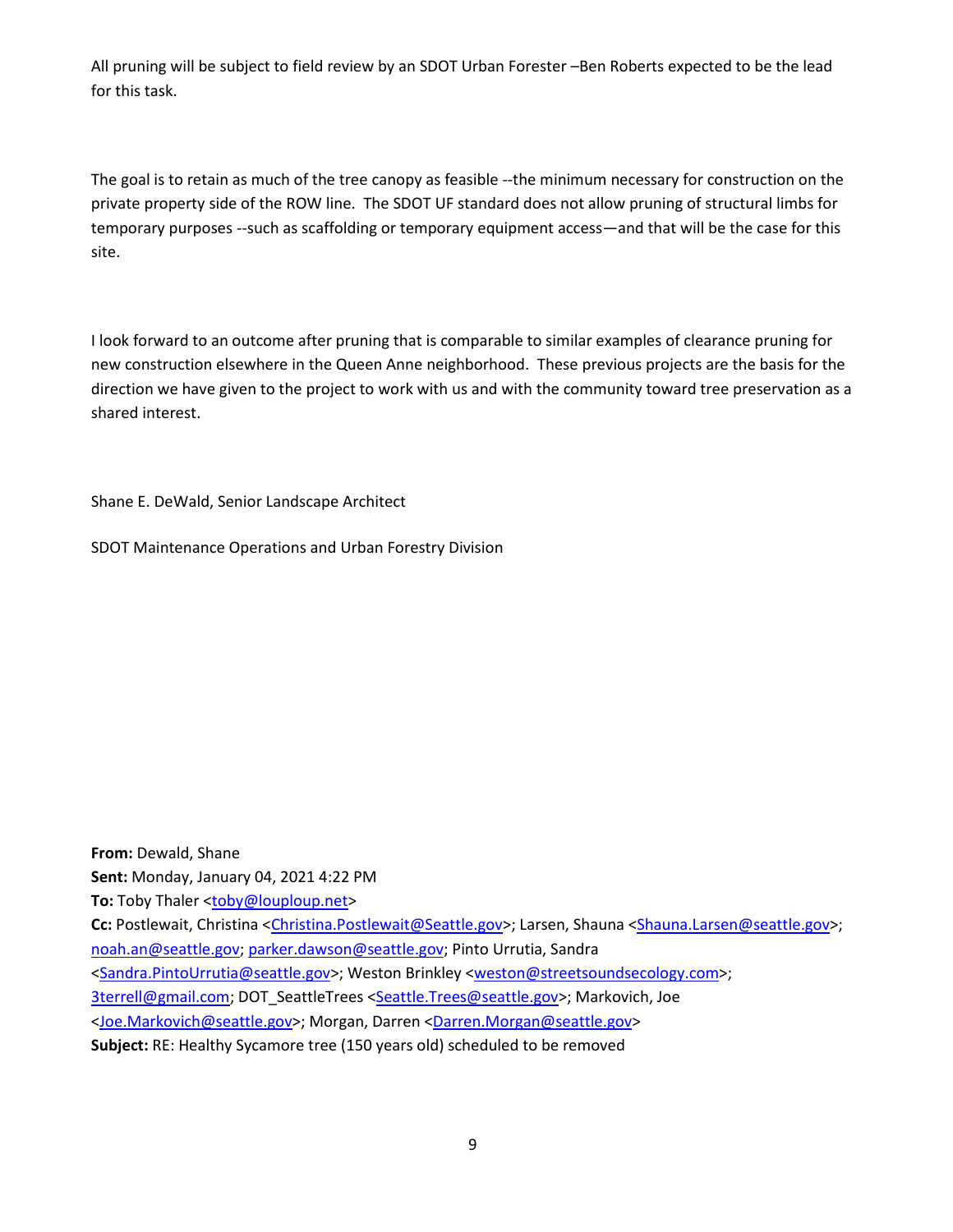All pruning will be subject to field review by an SDOT Urban Forester –Ben Roberts expected to be the lead for this task.

The goal is to retain as much of the tree canopy as feasible --the minimum necessary for construction on the private property side of the ROW line. The SDOT UF standard does not allow pruning of structural limbs for temporary purposes --such as scaffolding or temporary equipment access—and that will be the case for this site.

I look forward to an outcome after pruning that is comparable to similar examples of clearance pruning for new construction elsewhere in the Queen Anne neighborhood. These previous projects are the basis for the direction we have given to the project to work with us and with the community toward tree preservation as a shared interest.

Shane E. DeWald, Senior Landscape Architect

SDOT Maintenance Operations and Urban Forestry Division

**From:** Dewald, Shane
**Sent:** Monday, January 04, 2021 4:22 PM
**To:** Toby Thaler <toby@louploup.net>
**Cc:** Postlewait, Christina <Christina.Postlewait@Seattle.gov>; Larsen, Shauna <Shauna.Larsen@seattle.gov>; noah.an@seattle.gov; parker.dawson@seattle.gov; Pinto Urrutia, Sandra <Sandra.PintoUrrutia@seattle.gov>; Weston Brinkley <weston@streetsoundsecology.com>; 3terrell@gmail.com; DOT_SeattleTrees <Seattle.Trees@seattle.gov>; Markovich, Joe <Joe.Markovich@seattle.gov>; Morgan, Darren <Darren.Morgan@seattle.gov>
**Subject:** RE: Healthy Sycamore tree (150 years old) scheduled to be removed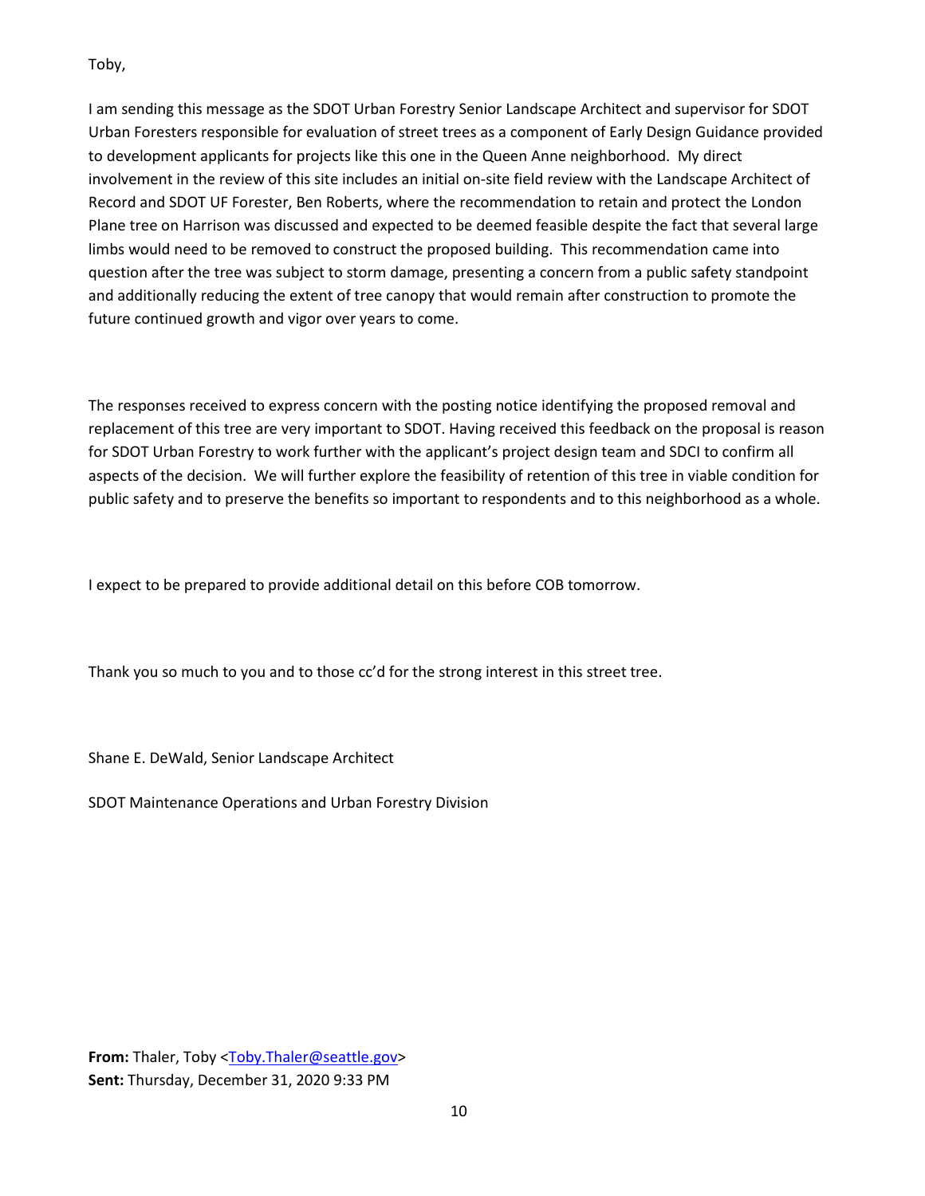Toby,

I am sending this message as the SDOT Urban Forestry Senior Landscape Architect and supervisor for SDOT Urban Foresters responsible for evaluation of street trees as a component of Early Design Guidance provided to development applicants for projects like this one in the Queen Anne neighborhood. My direct involvement in the review of this site includes an initial on-site field review with the Landscape Architect of Record and SDOT UF Forester, Ben Roberts, where the recommendation to retain and protect the London Plane tree on Harrison was discussed and expected to be deemed feasible despite the fact that several large limbs would need to be removed to construct the proposed building. This recommendation came into question after the tree was subject to storm damage, presenting a concern from a public safety standpoint and additionally reducing the extent of tree canopy that would remain after construction to promote the future continued growth and vigor over years to come.

The responses received to express concern with the posting notice identifying the proposed removal and replacement of this tree are very important to SDOT. Having received this feedback on the proposal is reason for SDOT Urban Forestry to work further with the applicant's project design team and SDCI to confirm all aspects of the decision. We will further explore the feasibility of retention of this tree in viable condition for public safety and to preserve the benefits so important to respondents and to this neighborhood as a whole.

I expect to be prepared to provide additional detail on this before COB tomorrow.

Thank you so much to you and to those cc'd for the strong interest in this street tree.

Shane E. DeWald, Senior Landscape Architect

SDOT Maintenance Operations and Urban Forestry Division

**From:** Thaler, Toby <Toby.Thaler@seattle.gov>
**Sent:** Thursday, December 31, 2020 9:33 PM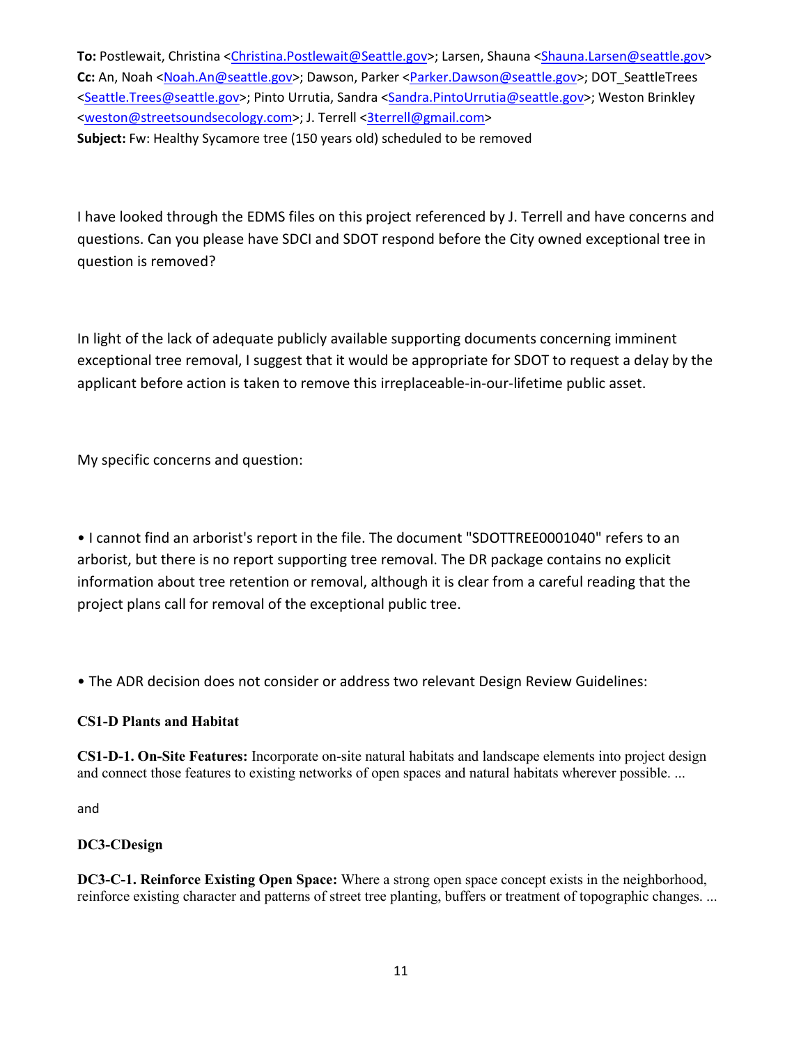**To:** Postlewait, Christina <Christina.Postlewait@Seattle.gov>; Larsen, Shauna <Shauna.Larsen@seattle.gov>
**Cc:** An, Noah <Noah.An@seattle.gov>; Dawson, Parker <Parker.Dawson@seattle.gov>; DOT_SeattleTrees <Seattle.Trees@seattle.gov>; Pinto Urrutia, Sandra <Sandra.PintoUrrutia@seattle.gov>; Weston Brinkley <weston@streetsoundsecology.com>; J. Terrell <3terrell@gmail.com>
**Subject:** Fw: Healthy Sycamore tree (150 years old) scheduled to be removed

I have looked through the EDMS files on this project referenced by J. Terrell and have concerns and questions. Can you please have SDCI and SDOT respond before the City owned exceptional tree in question is removed?

In light of the lack of adequate publicly available supporting documents concerning imminent exceptional tree removal, I suggest that it would be appropriate for SDOT to request a delay by the applicant before action is taken to remove this irreplaceable-in-our-lifetime public asset.

My specific concerns and question:

- I cannot find an arborist's report in the file. The document "SDOTTREE0001040" refers to an arborist, but there is no report supporting tree removal. The DR package contains no explicit information about tree retention or removal, although it is clear from a careful reading that the project plans call for removal of the exceptional public tree.

- The ADR decision does not consider or address two relevant Design Review Guidelines:

**CS1-D Plants and Habitat**

**CS1-D-1. On-Site Features:** Incorporate on-site natural habitats and landscape elements into project design and connect those features to existing networks of open spaces and natural habitats wherever possible. ...

and

**DC3-CDesign**

**DC3-C-1. Reinforce Existing Open Space:** Where a strong open space concept exists in the neighborhood, reinforce existing character and patterns of street tree planting, buffers or treatment of topographic changes. ...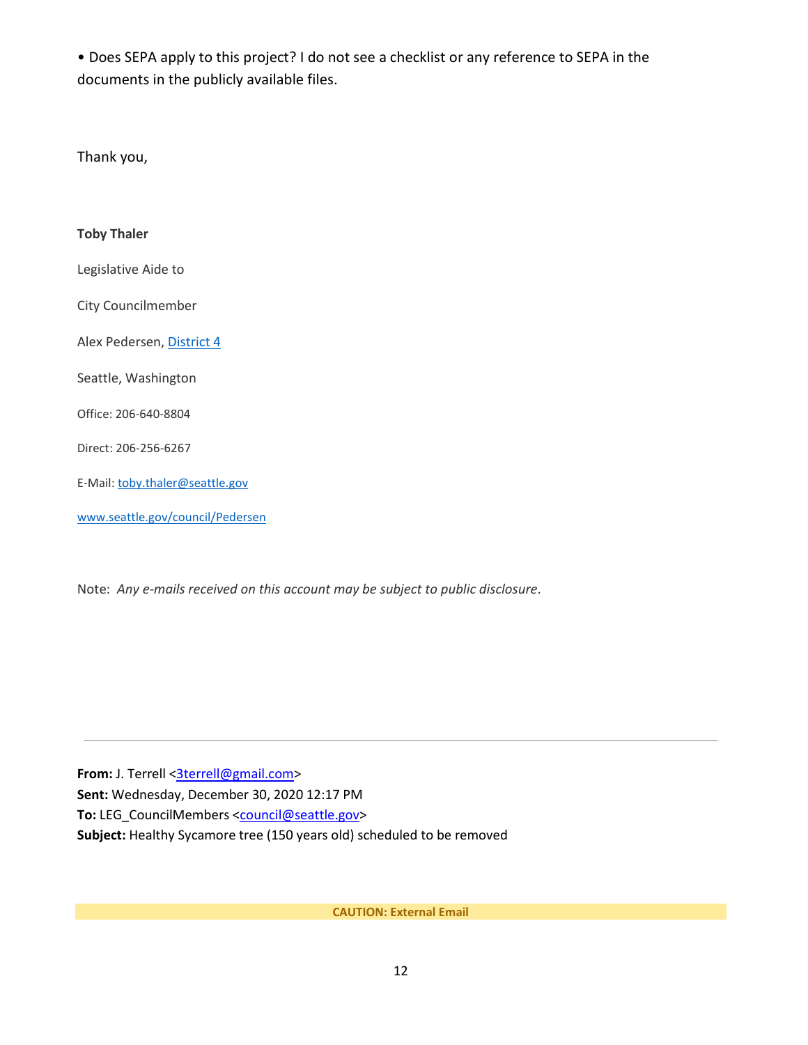• Does SEPA apply to this project? I do not see a checklist or any reference to SEPA in the documents in the publicly available files.

Thank you,

**Toby Thaler**

Legislative Aide to

City Councilmember

Alex Pedersen, District 4

Seattle, Washington

Office: 206-640-8804

Direct: 206-256-6267

E-Mail: toby.thaler@seattle.gov

www.seattle.gov/council/Pedersen

Note: *Any e-mails received on this account may be subject to public disclosure*.

---

**From:** J. Terrell <3terrell@gmail.com>
**Sent:** Wednesday, December 30, 2020 12:17 PM
**To:** LEG_CouncilMembers <council@seattle.gov>
**Subject:** Healthy Sycamore tree (150 years old) scheduled to be removed

**CAUTION: External Email**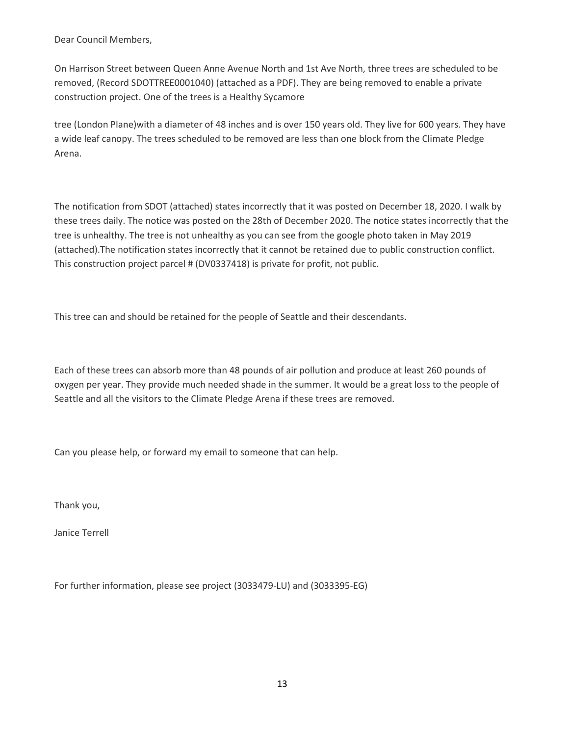Dear Council Members,

On Harrison Street between Queen Anne Avenue North and 1st Ave North, three trees are scheduled to be removed, (Record SDOTTREE0001040) (attached as a PDF). They are being removed to enable a private construction project. One of the trees is a Healthy Sycamore

tree (London Plane)with a diameter of 48 inches and is over 150 years old. They live for 600 years. They have a wide leaf canopy. The trees scheduled to be removed are less than one block from the Climate Pledge Arena.

The notification from SDOT (attached) states incorrectly that it was posted on December 18, 2020. I walk by these trees daily. The notice was posted on the 28th of December 2020. The notice states incorrectly that the tree is unhealthy. The tree is not unhealthy as you can see from the google photo taken in May 2019 (attached).The notification states incorrectly that it cannot be retained due to public construction conflict. This construction project parcel # (DV0337418) is private for profit, not public.

This tree can and should be retained for the people of Seattle and their descendants.

Each of these trees can absorb more than 48 pounds of air pollution and produce at least 260 pounds of oxygen per year. They provide much needed shade in the summer. It would be a great loss to the people of Seattle and all the visitors to the Climate Pledge Arena if these trees are removed.

Can you please help, or forward my email to someone that can help.

Thank you,

Janice Terrell

For further information, please see project (3033479-LU) and (3033395-EG)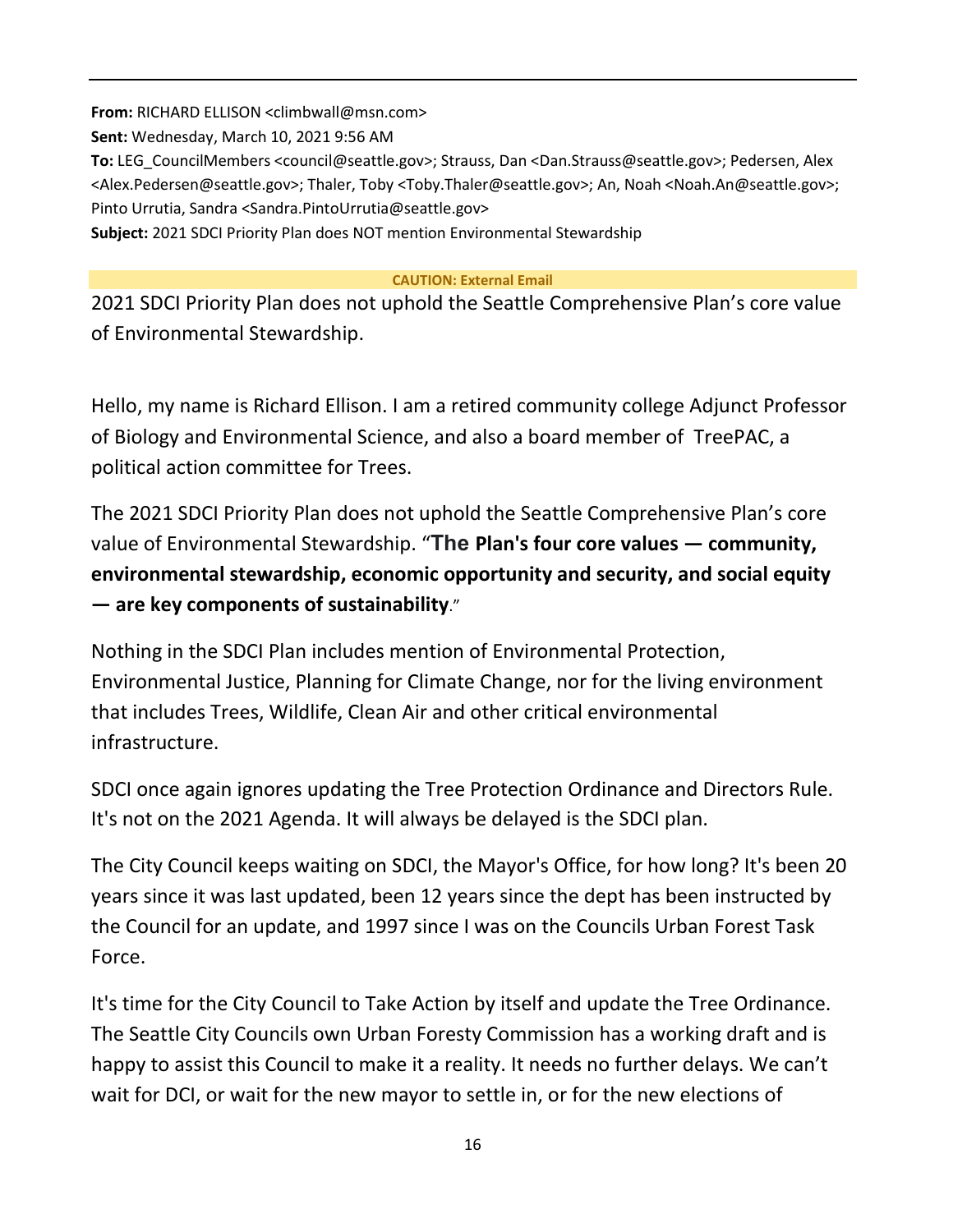**From:** RICHARD ELLISON <climbwall@msn.com>
**Sent:** Wednesday, March 10, 2021 9:56 AM
**To:** LEG_CouncilMembers <council@seattle.gov>; Strauss, Dan <Dan.Strauss@seattle.gov>; Pedersen, Alex <Alex.Pedersen@seattle.gov>; Thaler, Toby <Toby.Thaler@seattle.gov>; An, Noah <Noah.An@seattle.gov>; Pinto Urrutia, Sandra <Sandra.PintoUrrutia@seattle.gov>
**Subject:** 2021 SDCI Priority Plan does NOT mention Environmental Stewardship

**CAUTION: External Email**

2021 SDCI Priority Plan does not uphold the Seattle Comprehensive Plan's core value of Environmental Stewardship.

Hello, my name is Richard Ellison. I am a retired community college Adjunct Professor of Biology and Environmental Science, and also a board member of TreePAC, a political action committee for Trees.

The 2021 SDCI Priority Plan does not uphold the Seattle Comprehensive Plan's core value of Environmental Stewardship. "**The Plan's four core values — community, environmental stewardship, economic opportunity and security, and social equity — are key components of sustainability**."

Nothing in the SDCI Plan includes mention of Environmental Protection, Environmental Justice, Planning for Climate Change, nor for the living environment that includes Trees, Wildlife, Clean Air and other critical environmental infrastructure.

SDCI once again ignores updating the Tree Protection Ordinance and Directors Rule. It's not on the 2021 Agenda. It will always be delayed is the SDCI plan.

The City Council keeps waiting on SDCI, the Mayor's Office, for how long? It's been 20 years since it was last updated, been 12 years since the dept has been instructed by the Council for an update, and 1997 since I was on the Councils Urban Forest Task Force.

It's time for the City Council to Take Action by itself and update the Tree Ordinance. The Seattle City Councils own Urban Foresty Commission has a working draft and is happy to assist this Council to make it a reality. It needs no further delays. We can't wait for DCI, or wait for the new mayor to settle in, or for the new elections of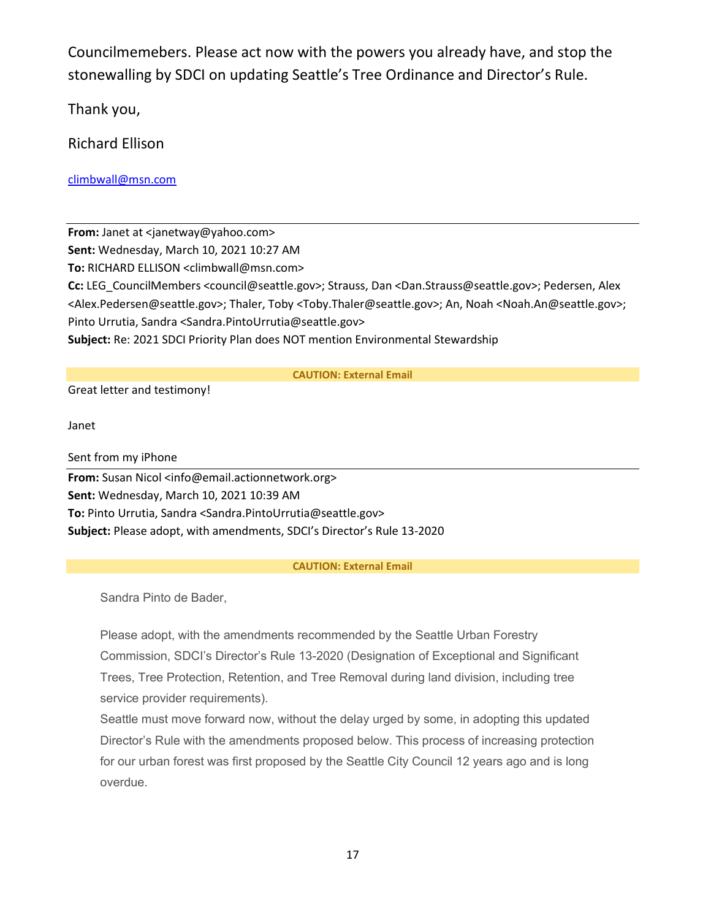Councilmemebers. Please act now with the powers you already have, and stop the stonewalling by SDCI on updating Seattle's Tree Ordinance and Director's Rule.

Thank you,

Richard Ellison

climbwall@msn.com

---

**From:** Janet at <janetway@yahoo.com>
**Sent:** Wednesday, March 10, 2021 10:27 AM
**To:** RICHARD ELLISON <climbwall@msn.com>
**Cc:** LEG_CouncilMembers <council@seattle.gov>; Strauss, Dan <Dan.Strauss@seattle.gov>; Pedersen, Alex <Alex.Pedersen@seattle.gov>; Thaler, Toby <Toby.Thaler@seattle.gov>; An, Noah <Noah.An@seattle.gov>; Pinto Urrutia, Sandra <Sandra.PintoUrrutia@seattle.gov>
**Subject:** Re: 2021 SDCI Priority Plan does NOT mention Environmental Stewardship

**CAUTION: External Email**

Great letter and testimony!

Janet

Sent from my iPhone

---

**From:** Susan Nicol <info@email.actionnetwork.org>
**Sent:** Wednesday, March 10, 2021 10:39 AM
**To:** Pinto Urrutia, Sandra <Sandra.PintoUrrutia@seattle.gov>
**Subject:** Please adopt, with amendments, SDCI's Director's Rule 13-2020

**CAUTION: External Email**

Sandra Pinto de Bader,

Please adopt, with the amendments recommended by the Seattle Urban Forestry Commission, SDCI's Director's Rule 13-2020 (Designation of Exceptional and Significant Trees, Tree Protection, Retention, and Tree Removal during land division, including tree service provider requirements).
Seattle must move forward now, without the delay urged by some, in adopting this updated Director's Rule with the amendments proposed below. This process of increasing protection for our urban forest was first proposed by the Seattle City Council 12 years ago and is long overdue.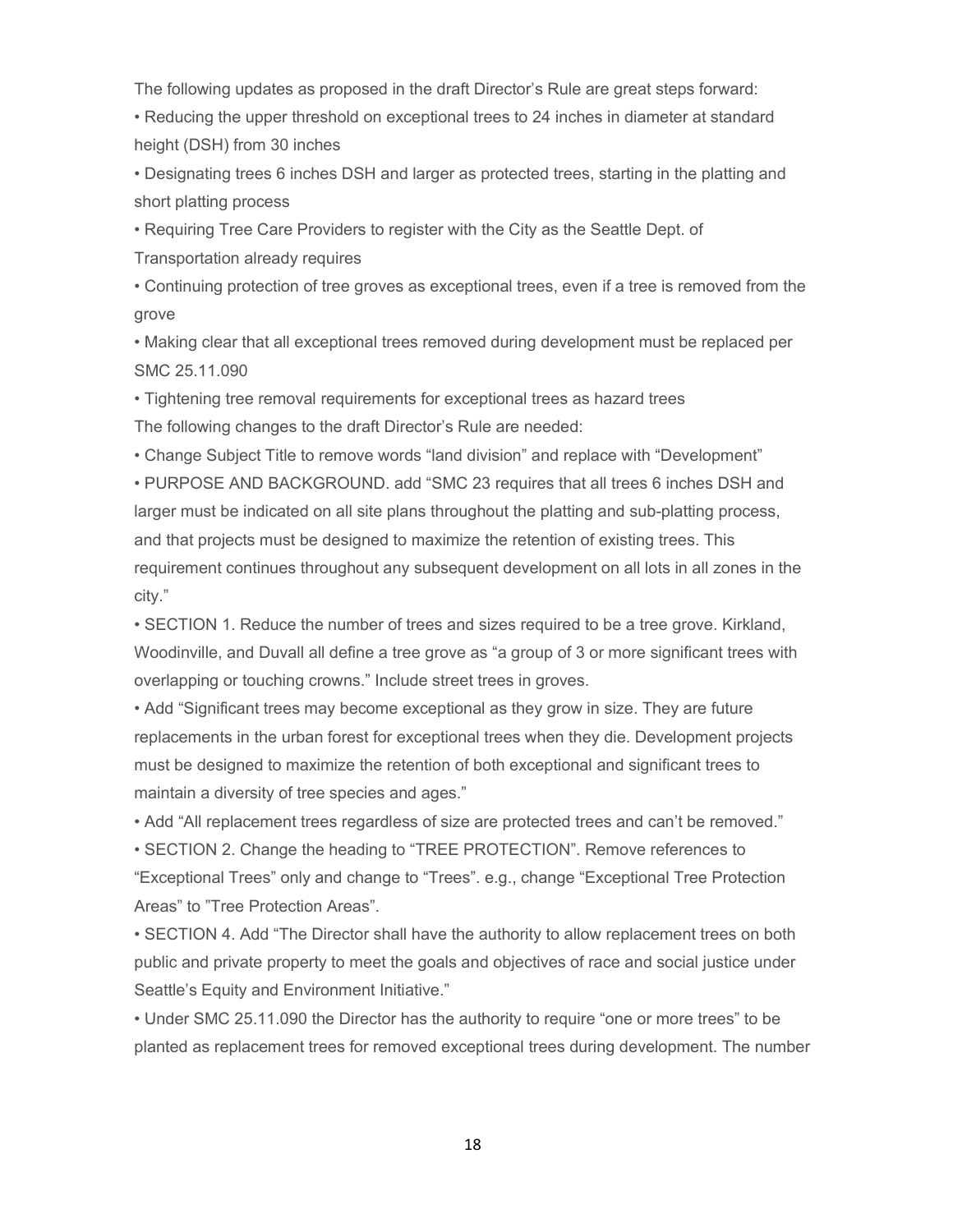The following updates as proposed in the draft Director's Rule are great steps forward:

- Reducing the upper threshold on exceptional trees to 24 inches in diameter at standard height (DSH) from 30 inches
- Designating trees 6 inches DSH and larger as protected trees, starting in the platting and short platting process
- Requiring Tree Care Providers to register with the City as the Seattle Dept. of Transportation already requires
- Continuing protection of tree groves as exceptional trees, even if a tree is removed from the grove
- Making clear that all exceptional trees removed during development must be replaced per SMC 25.11.090
- Tightening tree removal requirements for exceptional trees as hazard trees

The following changes to the draft Director's Rule are needed:

- Change Subject Title to remove words "land division" and replace with "Development"
- PURPOSE AND BACKGROUND. add "SMC 23 requires that all trees 6 inches DSH and larger must be indicated on all site plans throughout the platting and sub-platting process, and that projects must be designed to maximize the retention of existing trees. This requirement continues throughout any subsequent development on all lots in all zones in the city."
- SECTION 1. Reduce the number of trees and sizes required to be a tree grove. Kirkland, Woodinville, and Duvall all define a tree grove as "a group of 3 or more significant trees with overlapping or touching crowns." Include street trees in groves.
- Add "Significant trees may become exceptional as they grow in size. They are future replacements in the urban forest for exceptional trees when they die. Development projects must be designed to maximize the retention of both exceptional and significant trees to maintain a diversity of tree species and ages."
- Add "All replacement trees regardless of size are protected trees and can't be removed."
- SECTION 2. Change the heading to "TREE PROTECTION". Remove references to "Exceptional Trees" only and change to "Trees". e.g., change "Exceptional Tree Protection Areas" to "Tree Protection Areas".
- SECTION 4. Add "The Director shall have the authority to allow replacement trees on both public and private property to meet the goals and objectives of race and social justice under Seattle's Equity and Environment Initiative."
- Under SMC 25.11.090 the Director has the authority to require "one or more trees" to be planted as replacement trees for removed exceptional trees during development. The number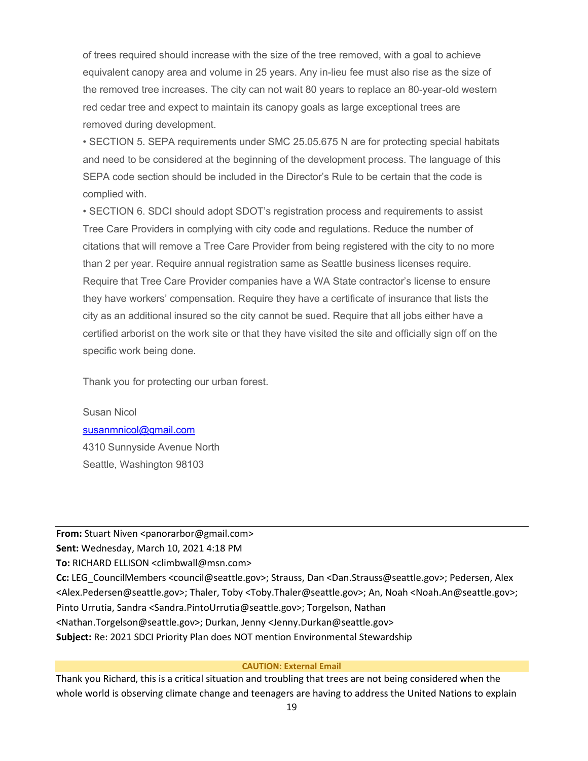of trees required should increase with the size of the tree removed, with a goal to achieve equivalent canopy area and volume in 25 years. Any in-lieu fee must also rise as the size of the removed tree increases. The city can not wait 80 years to replace an 80-year-old western red cedar tree and expect to maintain its canopy goals as large exceptional trees are removed during development.

- SECTION 5. SEPA requirements under SMC 25.05.675 N are for protecting special habitats and need to be considered at the beginning of the development process. The language of this SEPA code section should be included in the Director's Rule to be certain that the code is complied with.
- SECTION 6. SDCI should adopt SDOT's registration process and requirements to assist Tree Care Providers in complying with city code and regulations. Reduce the number of citations that will remove a Tree Care Provider from being registered with the city to no more than 2 per year. Require annual registration same as Seattle business licenses require. Require that Tree Care Provider companies have a WA State contractor's license to ensure they have workers' compensation. Require they have a certificate of insurance that lists the city as an additional insured so the city cannot be sued. Require that all jobs either have a certified arborist on the work site or that they have visited the site and officially sign off on the specific work being done.

Thank you for protecting our urban forest.

Susan Nicol
susanmnicol@gmail.com
4310 Sunnyside Avenue North
Seattle, Washington 98103

---

**From:** Stuart Niven <panorarbor@gmail.com>
**Sent:** Wednesday, March 10, 2021 4:18 PM
**To:** RICHARD ELLISON <climbwall@msn.com>
**Cc:** LEG_CouncilMembers <council@seattle.gov>; Strauss, Dan <Dan.Strauss@seattle.gov>; Pedersen, Alex <Alex.Pedersen@seattle.gov>; Thaler, Toby <Toby.Thaler@seattle.gov>; An, Noah <Noah.An@seattle.gov>; Pinto Urrutia, Sandra <Sandra.PintoUrrutia@seattle.gov>; Torgelson, Nathan <Nathan.Torgelson@seattle.gov>; Durkan, Jenny <Jenny.Durkan@seattle.gov>
**Subject:** Re: 2021 SDCI Priority Plan does NOT mention Environmental Stewardship

**CAUTION: External Email**

Thank you Richard, this is a critical situation and troubling that trees are not being considered when the whole world is observing climate change and teenagers are having to address the United Nations to explain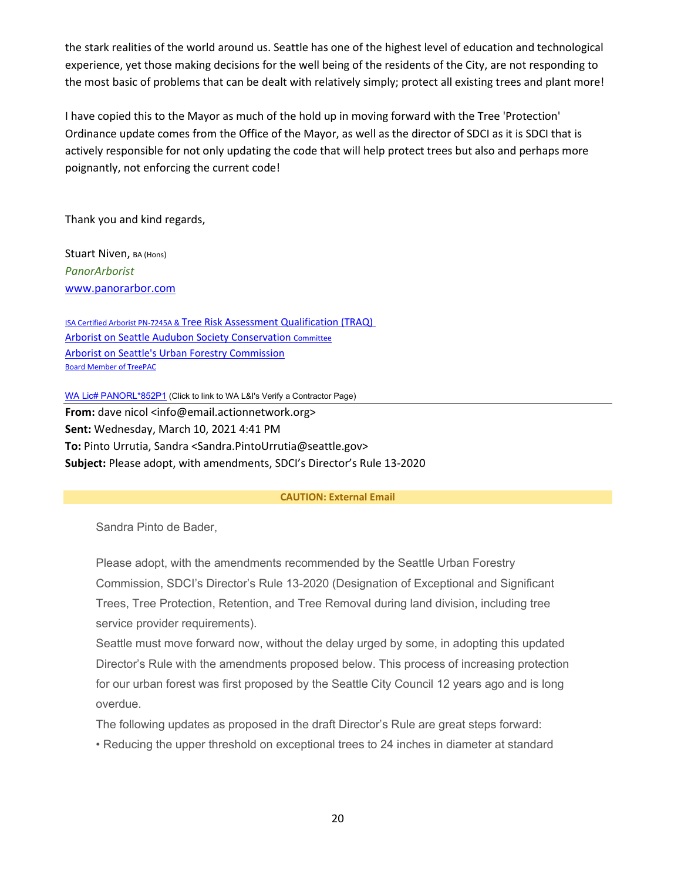the stark realities of the world around us. Seattle has one of the highest level of education and technological experience, yet those making decisions for the well being of the residents of the City, are not responding to the most basic of problems that can be dealt with relatively simply; protect all existing trees and plant more!

I have copied this to the Mayor as much of the hold up in moving forward with the Tree 'Protection' Ordinance update comes from the Office of the Mayor, as well as the director of SDCI as it is SDCI that is actively responsible for not only updating the code that will help protect trees but also and perhaps more poignantly, not enforcing the current code!

Thank you and kind regards,

Stuart Niven, BA (Hons)
*PanorArborist*
www.panorarbor.com

ISA Certified Arborist PN-7245A & Tree Risk Assessment Qualification (TRAQ)
Arborist on Seattle Audubon Society Conservation Committee
Arborist on Seattle's Urban Forestry Commission
Board Member of TreePAC

WA Lic# PANORL*852P1 (Click to link to WA L&I's Verify a Contractor Page)

**From:** dave nicol <info@email.actionnetwork.org>
**Sent:** Wednesday, March 10, 2021 4:41 PM
**To:** Pinto Urrutia, Sandra <Sandra.PintoUrrutia@seattle.gov>
**Subject:** Please adopt, with amendments, SDCI's Director's Rule 13-2020

**CAUTION: External Email**

Sandra Pinto de Bader,

Please adopt, with the amendments recommended by the Seattle Urban Forestry Commission, SDCI's Director's Rule 13-2020 (Designation of Exceptional and Significant Trees, Tree Protection, Retention, and Tree Removal during land division, including tree service provider requirements).

Seattle must move forward now, without the delay urged by some, in adopting this updated Director's Rule with the amendments proposed below. This process of increasing protection for our urban forest was first proposed by the Seattle City Council 12 years ago and is long overdue.

The following updates as proposed in the draft Director's Rule are great steps forward:

• Reducing the upper threshold on exceptional trees to 24 inches in diameter at standard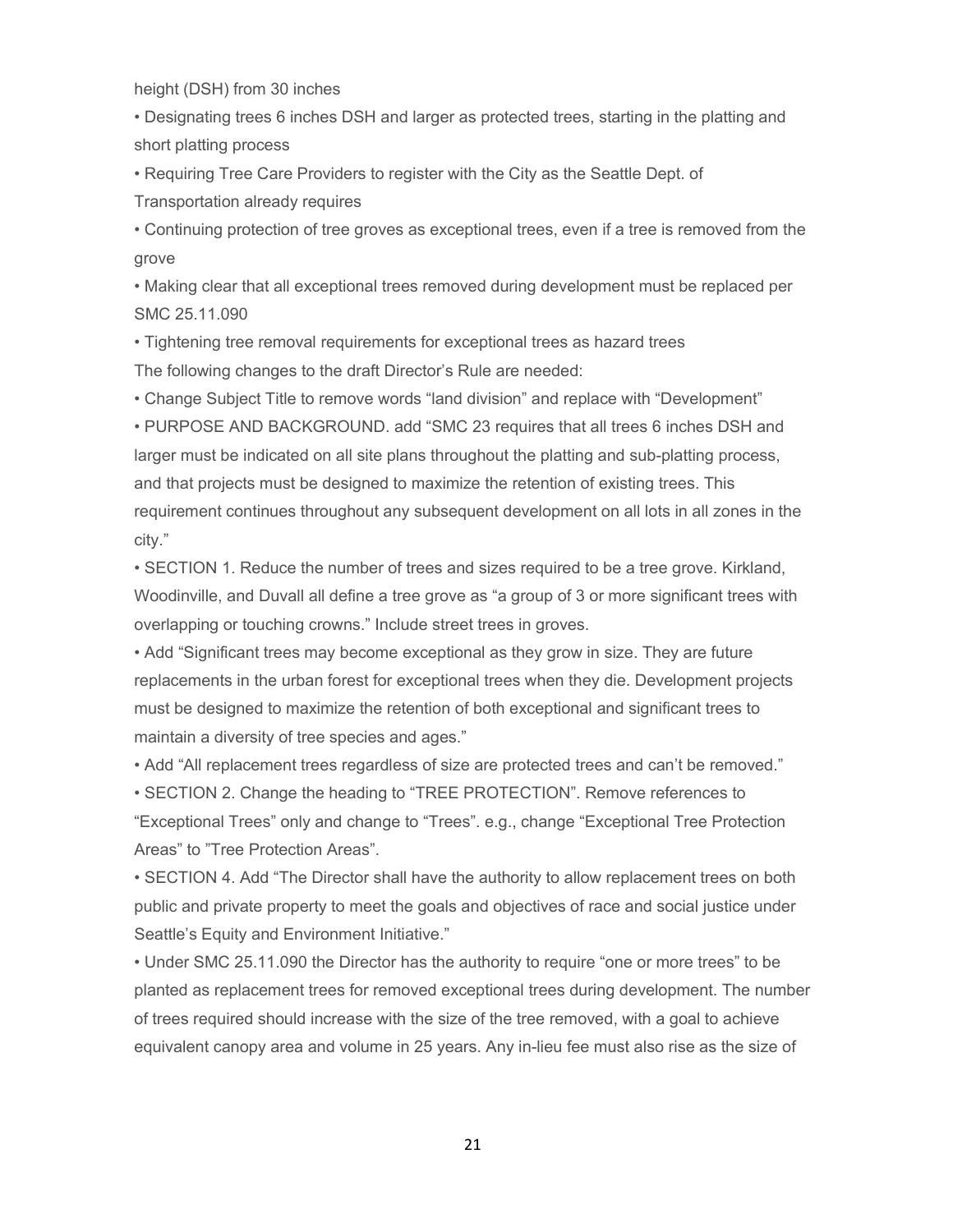height (DSH) from 30 inches

- Designating trees 6 inches DSH and larger as protected trees, starting in the platting and short platting process
- Requiring Tree Care Providers to register with the City as the Seattle Dept. of Transportation already requires
- Continuing protection of tree groves as exceptional trees, even if a tree is removed from the grove
- Making clear that all exceptional trees removed during development must be replaced per SMC 25.11.090
- Tightening tree removal requirements for exceptional trees as hazard trees

The following changes to the draft Director's Rule are needed:

- Change Subject Title to remove words "land division" and replace with "Development"
- PURPOSE AND BACKGROUND. add "SMC 23 requires that all trees 6 inches DSH and larger must be indicated on all site plans throughout the platting and sub-platting process, and that projects must be designed to maximize the retention of existing trees. This requirement continues throughout any subsequent development on all lots in all zones in the city."
- SECTION 1. Reduce the number of trees and sizes required to be a tree grove. Kirkland, Woodinville, and Duvall all define a tree grove as "a group of 3 or more significant trees with overlapping or touching crowns." Include street trees in groves.
- Add "Significant trees may become exceptional as they grow in size. They are future replacements in the urban forest for exceptional trees when they die. Development projects must be designed to maximize the retention of both exceptional and significant trees to maintain a diversity of tree species and ages."
- Add "All replacement trees regardless of size are protected trees and can't be removed."
- SECTION 2. Change the heading to "TREE PROTECTION". Remove references to "Exceptional Trees" only and change to "Trees". e.g., change "Exceptional Tree Protection Areas" to "Tree Protection Areas".
- SECTION 4. Add "The Director shall have the authority to allow replacement trees on both public and private property to meet the goals and objectives of race and social justice under Seattle's Equity and Environment Initiative."
- Under SMC 25.11.090 the Director has the authority to require "one or more trees" to be planted as replacement trees for removed exceptional trees during development. The number of trees required should increase with the size of the tree removed, with a goal to achieve equivalent canopy area and volume in 25 years. Any in-lieu fee must also rise as the size of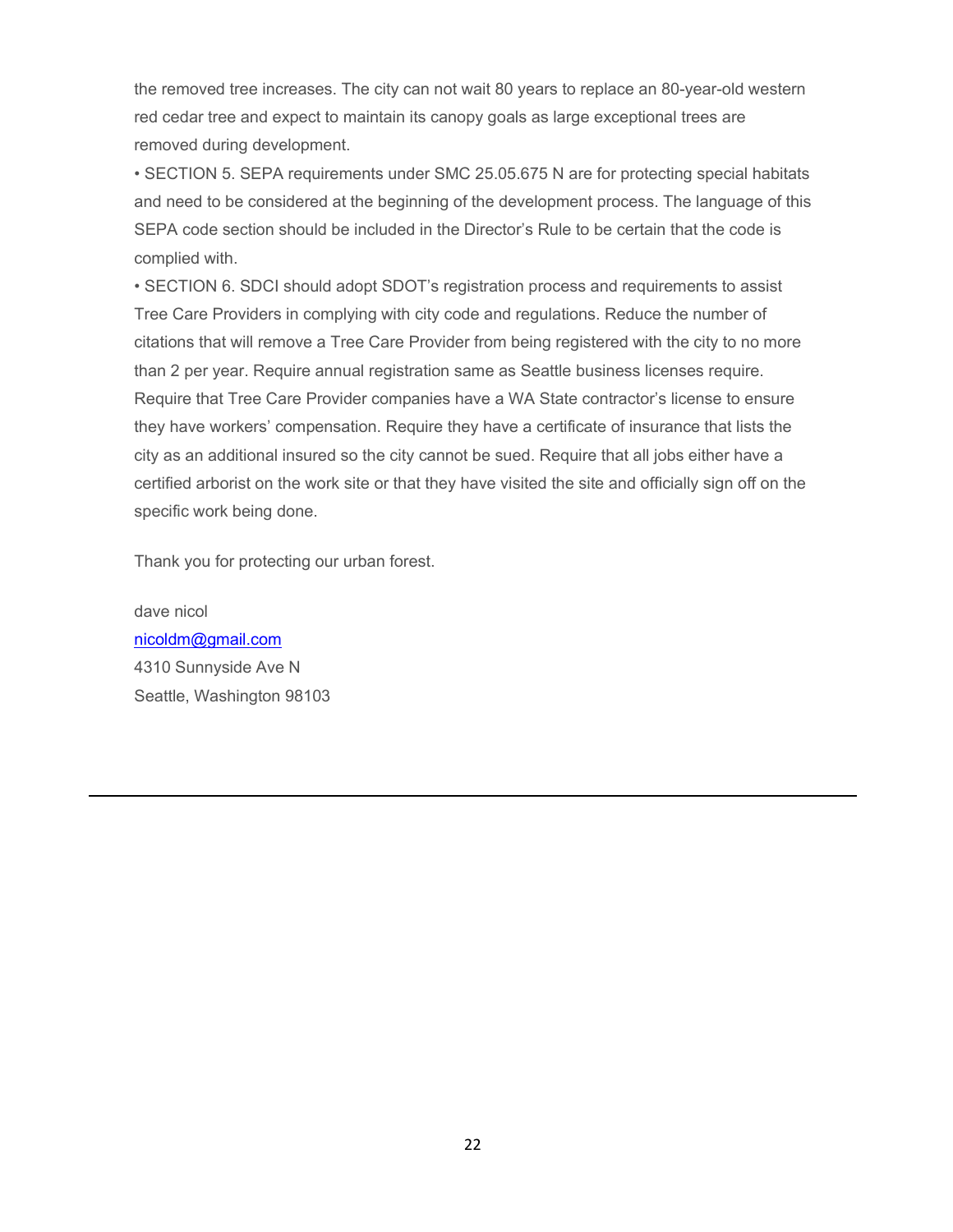the removed tree increases. The city can not wait 80 years to replace an 80-year-old western red cedar tree and expect to maintain its canopy goals as large exceptional trees are removed during development.

- SECTION 5. SEPA requirements under SMC 25.05.675 N are for protecting special habitats and need to be considered at the beginning of the development process. The language of this SEPA code section should be included in the Director's Rule to be certain that the code is complied with.
- SECTION 6. SDCI should adopt SDOT's registration process and requirements to assist Tree Care Providers in complying with city code and regulations. Reduce the number of citations that will remove a Tree Care Provider from being registered with the city to no more than 2 per year. Require annual registration same as Seattle business licenses require. Require that Tree Care Provider companies have a WA State contractor's license to ensure they have workers' compensation. Require they have a certificate of insurance that lists the city as an additional insured so the city cannot be sued. Require that all jobs either have a certified arborist on the work site or that they have visited the site and officially sign off on the specific work being done.

Thank you for protecting our urban forest.

dave nicol
nicoldm@gmail.com
4310 Sunnyside Ave N
Seattle, Washington 98103

---